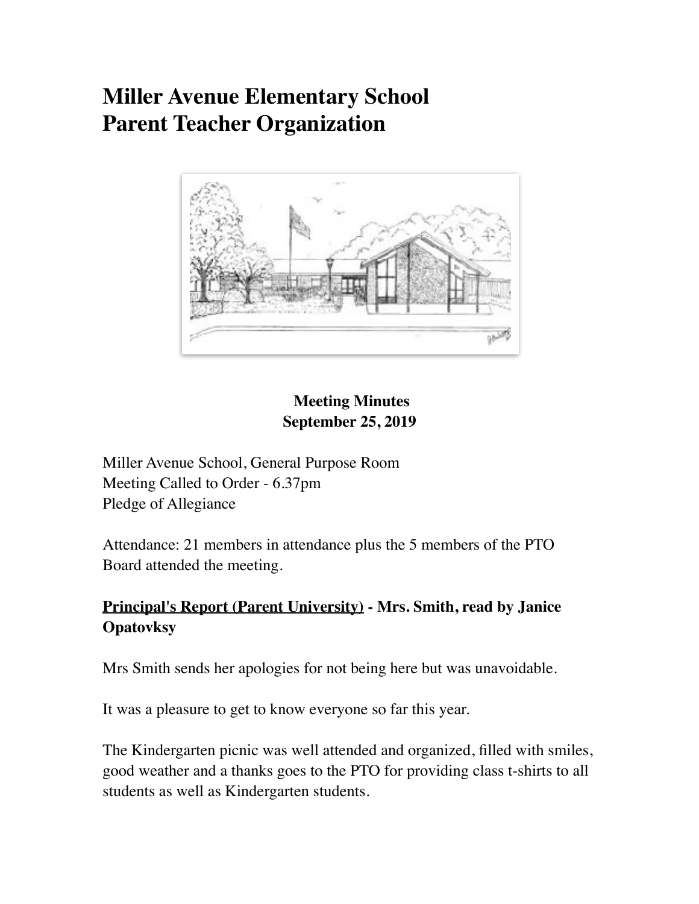# Miller Avenue Elementary School
# Parent Teacher Organization

**Meeting Minutes**
**September 25, 2019**

Miller Avenue School, General Purpose Room
Meeting Called to Order - 6.37pm
Pledge of Allegiance

Attendance: 21 members in attendance plus the 5 members of the PTO Board attended the meeting.

## **Principal's Report (Parent University) - Mrs. Smith, read by Janice Opatovksy**

Mrs Smith sends her apologies for not being here but was unavoidable.

It was a pleasure to get to know everyone so far this year.

The Kindergarten picnic was well attended and organized, filled with smiles, good weather and a thanks goes to the PTO for providing class t-shirts to all students as well as Kindergarten students.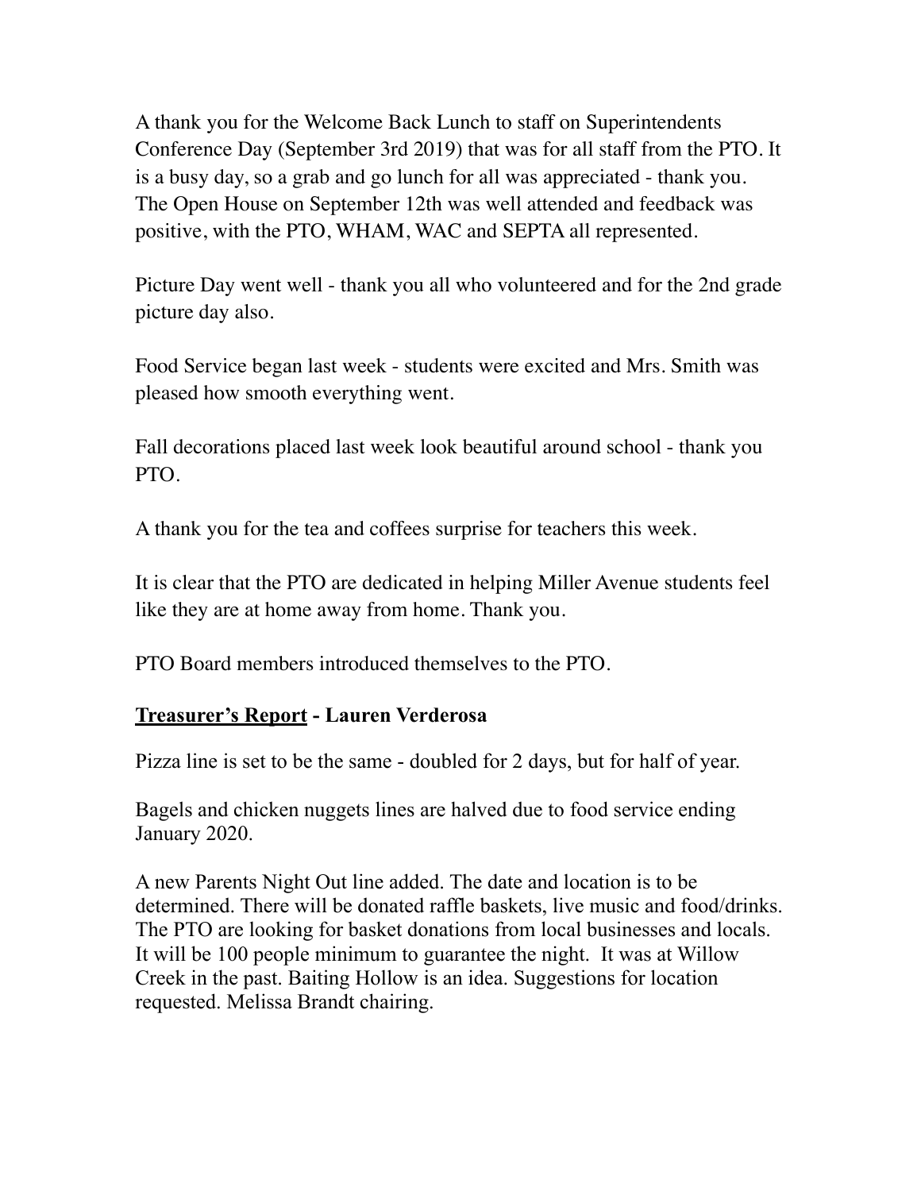A thank you for the Welcome Back Lunch to staff on Superintendents Conference Day (September 3rd 2019) that was for all staff from the PTO. It is a busy day, so a grab and go lunch for all was appreciated - thank you. The Open House on September 12th was well attended and feedback was positive, with the PTO, WHAM, WAC and SEPTA all represented.

Picture Day went well - thank you all who volunteered and for the 2nd grade picture day also.

Food Service began last week - students were excited and Mrs. Smith was pleased how smooth everything went.

Fall decorations placed last week look beautiful around school - thank you PTO.

A thank you for the tea and coffees surprise for teachers this week.

It is clear that the PTO are dedicated in helping Miller Avenue students feel like they are at home away from home. Thank you.

PTO Board members introduced themselves to the PTO.

**<u>Treasurer's Report</u> - Lauren Verderosa**

Pizza line is set to be the same - doubled for 2 days, but for half of year.

Bagels and chicken nuggets lines are halved due to food service ending January 2020.

A new Parents Night Out line added. The date and location is to be determined. There will be donated raffle baskets, live music and food/drinks. The PTO are looking for basket donations from local businesses and locals. It will be 100 people minimum to guarantee the night. It was at Willow Creek in the past. Baiting Hollow is an idea. Suggestions for location requested. Melissa Brandt chairing.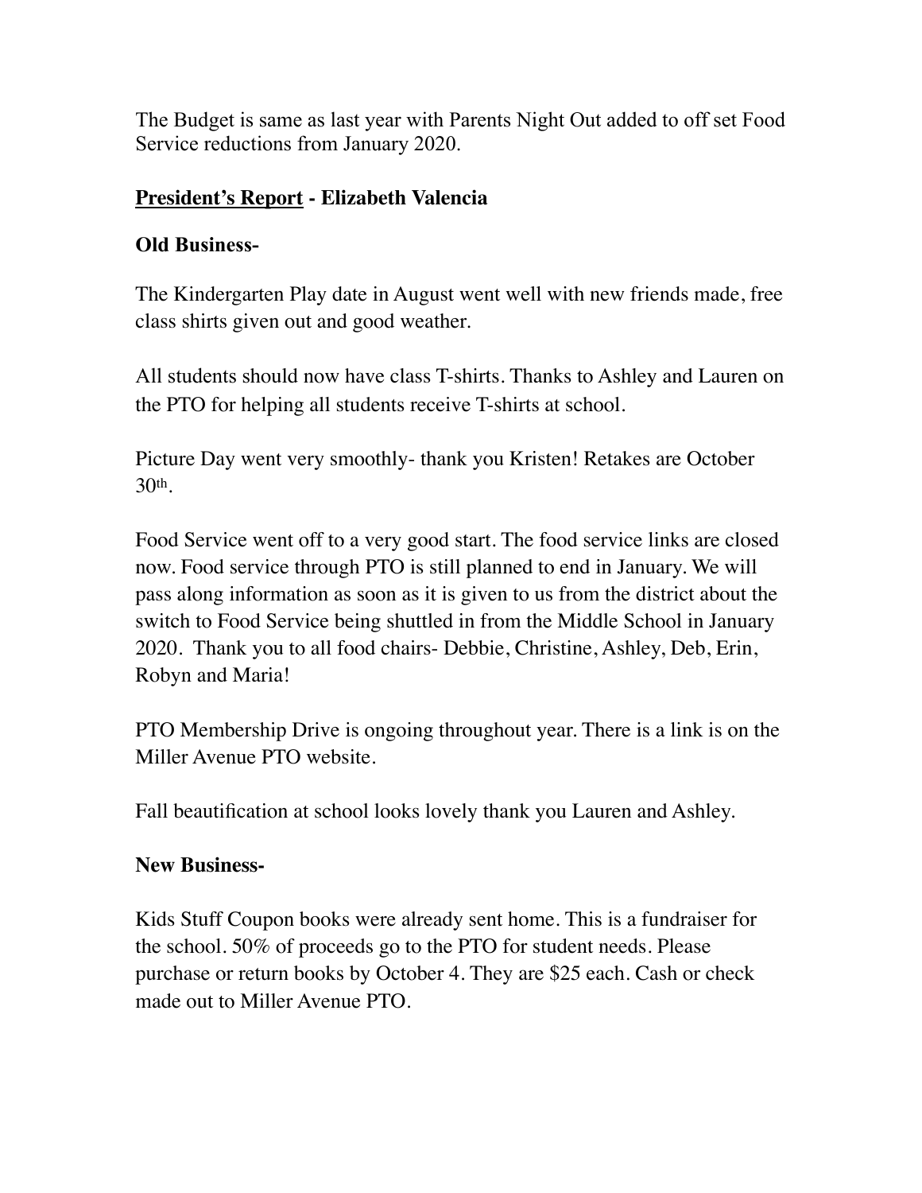The Budget is same as last year with Parents Night Out added to off set Food Service reductions from January 2020.

**President's Report - Elizabeth Valencia**

**Old Business-**

The Kindergarten Play date in August went well with new friends made, free class shirts given out and good weather.

All students should now have class T-shirts. Thanks to Ashley and Lauren on the PTO for helping all students receive T-shirts at school.

Picture Day went very smoothly- thank you Kristen! Retakes are October 30th.

Food Service went off to a very good start. The food service links are closed now. Food service through PTO is still planned to end in January. We will pass along information as soon as it is given to us from the district about the switch to Food Service being shuttled in from the Middle School in January 2020. Thank you to all food chairs- Debbie, Christine, Ashley, Deb, Erin, Robyn and Maria!

PTO Membership Drive is ongoing throughout year. There is a link is on the Miller Avenue PTO website.

Fall beautification at school looks lovely thank you Lauren and Ashley.

**New Business-**

Kids Stuff Coupon books were already sent home. This is a fundraiser for the school. 50% of proceeds go to the PTO for student needs. Please purchase or return books by October 4. They are $25 each. Cash or check made out to Miller Avenue PTO.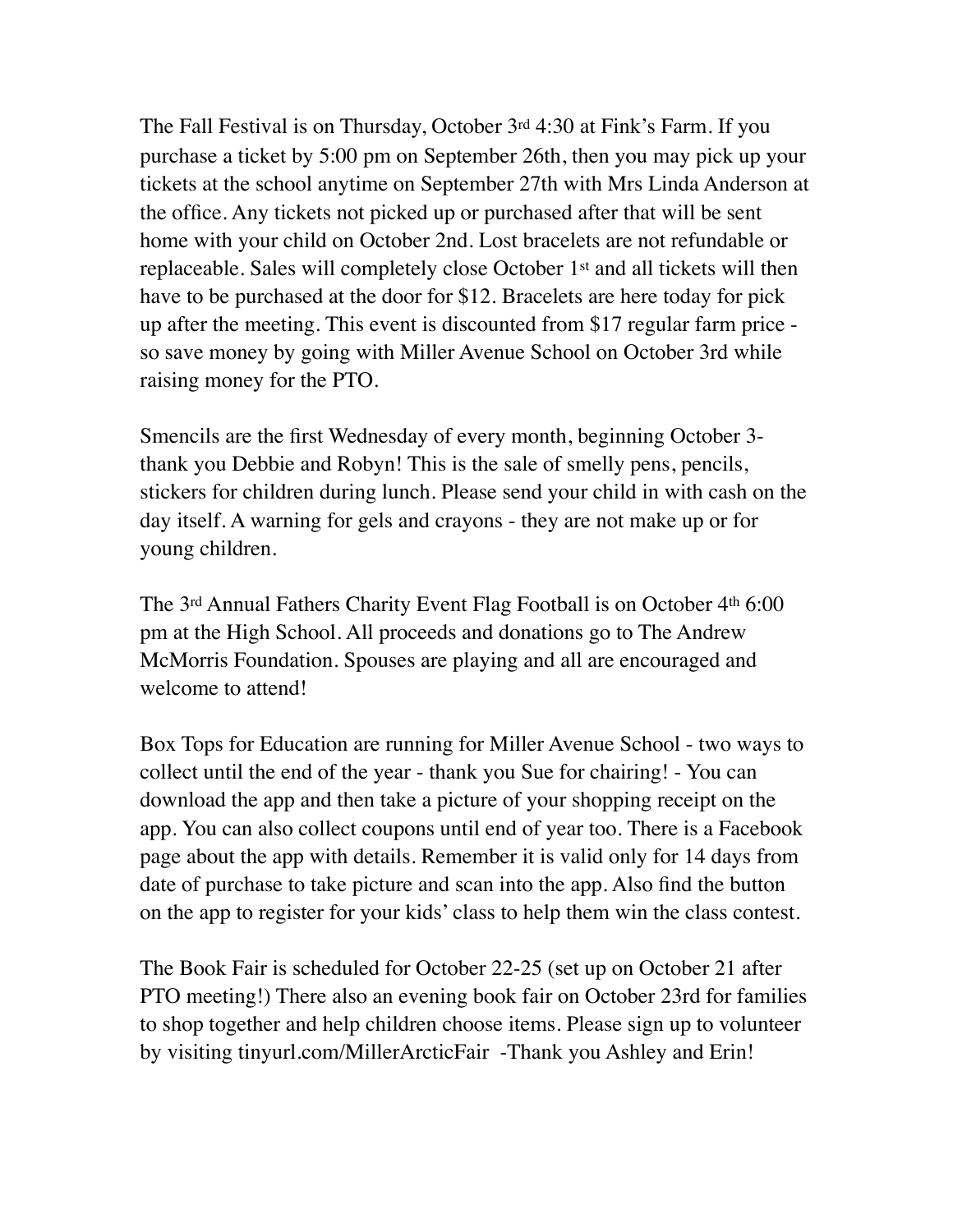The Fall Festival is on Thursday, October 3rd 4:30 at Fink's Farm. If you purchase a ticket by 5:00 pm on September 26th, then you may pick up your tickets at the school anytime on September 27th with Mrs Linda Anderson at the office. Any tickets not picked up or purchased after that will be sent home with your child on October 2nd. Lost bracelets are not refundable or replaceable. Sales will completely close October 1st and all tickets will then have to be purchased at the door for $12. Bracelets are here today for pick up after the meeting. This event is discounted from $17 regular farm price - so save money by going with Miller Avenue School on October 3rd while raising money for the PTO.

Smencils are the first Wednesday of every month, beginning October 3- thank you Debbie and Robyn! This is the sale of smelly pens, pencils, stickers for children during lunch. Please send your child in with cash on the day itself. A warning for gels and crayons - they are not make up or for young children.

The 3rd Annual Fathers Charity Event Flag Football is on October 4th 6:00 pm at the High School. All proceeds and donations go to The Andrew McMorris Foundation. Spouses are playing and all are encouraged and welcome to attend!

Box Tops for Education are running for Miller Avenue School - two ways to collect until the end of the year - thank you Sue for chairing! - You can download the app and then take a picture of your shopping receipt on the app. You can also collect coupons until end of year too. There is a Facebook page about the app with details. Remember it is valid only for 14 days from date of purchase to take picture and scan into the app. Also find the button on the app to register for your kids' class to help them win the class contest.

The Book Fair is scheduled for October 22-25 (set up on October 21 after PTO meeting!) There also an evening book fair on October 23rd for families to shop together and help children choose items. Please sign up to volunteer by visiting tinyurl.com/MillerArcticFair -Thank you Ashley and Erin!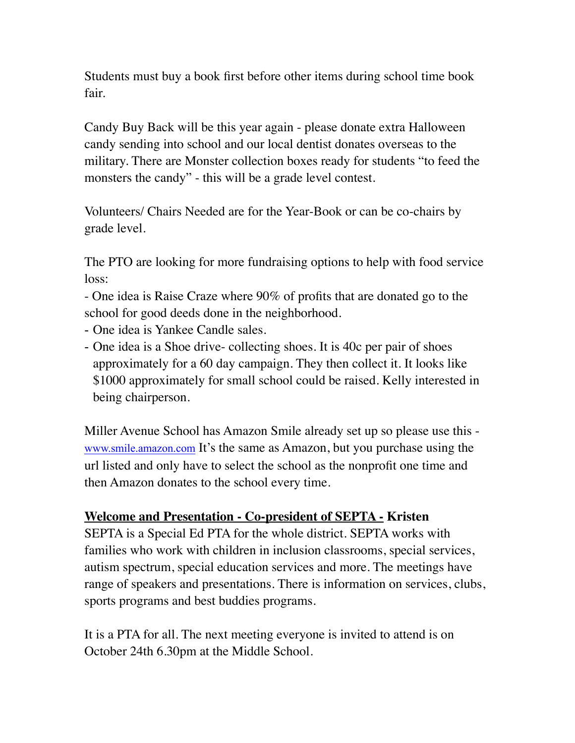Students must buy a book first before other items during school time book fair.

Candy Buy Back will be this year again - please donate extra Halloween candy sending into school and our local dentist donates overseas to the military. There are Monster collection boxes ready for students "to feed the monsters the candy" - this will be a grade level contest.

Volunteers/ Chairs Needed are for the Year-Book or can be co-chairs by grade level.

The PTO are looking for more fundraising options to help with food service loss:

- One idea is Raise Craze where 90% of profits that are donated go to the school for good deeds done in the neighborhood.
- One idea is Yankee Candle sales.
- One idea is a Shoe drive- collecting shoes. It is 40c per pair of shoes approximately for a 60 day campaign. They then collect it. It looks like $1000 approximately for small school could be raised. Kelly interested in being chairperson.

Miller Avenue School has Amazon Smile already set up so please use this - www.smile.amazon.com It's the same as Amazon, but you purchase using the url listed and only have to select the school as the nonprofit one time and then Amazon donates to the school every time.

**<u>Welcome and Presentation - Co-president of SEPTA -</u> Kristen**

SEPTA is a Special Ed PTA for the whole district. SEPTA works with families who work with children in inclusion classrooms, special services, autism spectrum, special education services and more. The meetings have range of speakers and presentations. There is information on services, clubs, sports programs and best buddies programs.

It is a PTA for all. The next meeting everyone is invited to attend is on October 24th 6.30pm at the Middle School.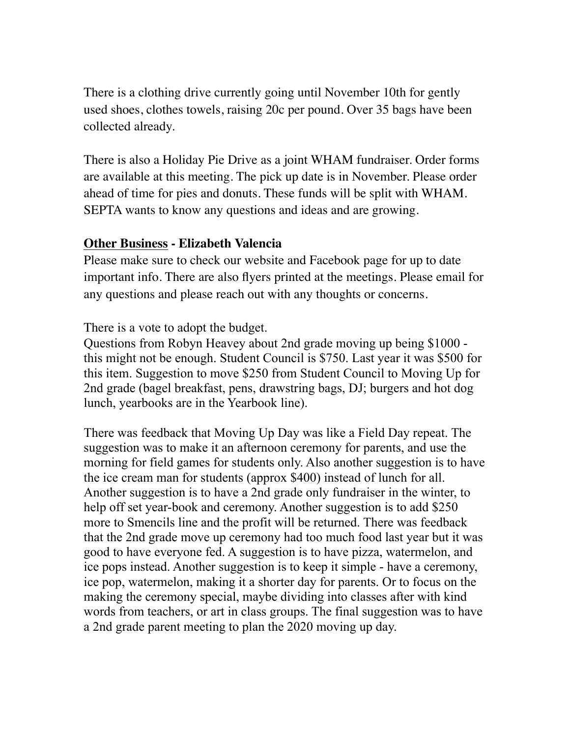There is a clothing drive currently going until November 10th for gently used shoes, clothes towels, raising 20c per pound. Over 35 bags have been collected already.

There is also a Holiday Pie Drive as a joint WHAM fundraiser. Order forms are available at this meeting. The pick up date is in November. Please order ahead of time for pies and donuts. These funds will be split with WHAM. SEPTA wants to know any questions and ideas and are growing.

**<u>Other Business</u> - Elizabeth Valencia**

Please make sure to check our website and Facebook page for up to date important info. There are also flyers printed at the meetings. Please email for any questions and please reach out with any thoughts or concerns.

There is a vote to adopt the budget.
Questions from Robyn Heavey about 2nd grade moving up being $1000 - this might not be enough. Student Council is $750. Last year it was $500 for this item. Suggestion to move $250 from Student Council to Moving Up for 2nd grade (bagel breakfast, pens, drawstring bags, DJ; burgers and hot dog lunch, yearbooks are in the Yearbook line).

There was feedback that Moving Up Day was like a Field Day repeat. The suggestion was to make it an afternoon ceremony for parents, and use the morning for field games for students only. Also another suggestion is to have the ice cream man for students (approx $400) instead of lunch for all. Another suggestion is to have a 2nd grade only fundraiser in the winter, to help off set year-book and ceremony. Another suggestion is to add $250 more to Smencils line and the profit will be returned. There was feedback that the 2nd grade move up ceremony had too much food last year but it was good to have everyone fed. A suggestion is to have pizza, watermelon, and ice pops instead. Another suggestion is to keep it simple - have a ceremony, ice pop, watermelon, making it a shorter day for parents. Or to focus on the making the ceremony special, maybe dividing into classes after with kind words from teachers, or art in class groups. The final suggestion was to have a 2nd grade parent meeting to plan the 2020 moving up day.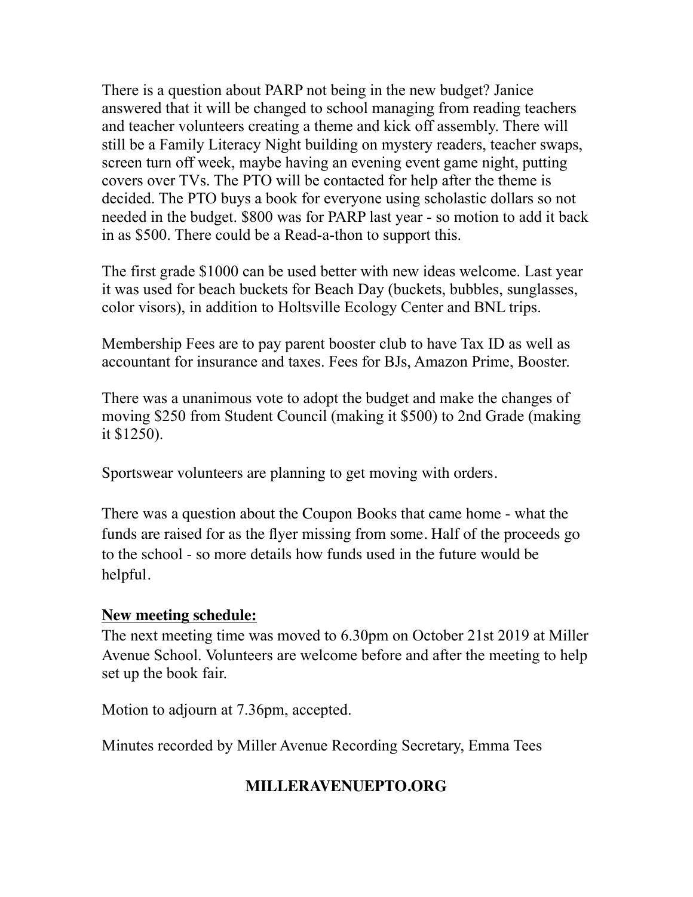There is a question about PARP not being in the new budget? Janice answered that it will be changed to school managing from reading teachers and teacher volunteers creating a theme and kick off assembly. There will still be a Family Literacy Night building on mystery readers, teacher swaps, screen turn off week, maybe having an evening event game night, putting covers over TVs. The PTO will be contacted for help after the theme is decided. The PTO buys a book for everyone using scholastic dollars so not needed in the budget. $800 was for PARP last year - so motion to add it back in as $500. There could be a Read-a-thon to support this.

The first grade $1000 can be used better with new ideas welcome. Last year it was used for beach buckets for Beach Day (buckets, bubbles, sunglasses, color visors), in addition to Holtsville Ecology Center and BNL trips.

Membership Fees are to pay parent booster club to have Tax ID as well as accountant for insurance and taxes. Fees for BJs, Amazon Prime, Booster.

There was a unanimous vote to adopt the budget and make the changes of moving $250 from Student Council (making it $500) to 2nd Grade (making it $1250).

Sportswear volunteers are planning to get moving with orders.

There was a question about the Coupon Books that came home - what the funds are raised for as the flyer missing from some. Half of the proceeds go to the school - so more details how funds used in the future would be helpful.

**New meeting schedule:**

The next meeting time was moved to 6.30pm on October 21st 2019 at Miller Avenue School. Volunteers are welcome before and after the meeting to help set up the book fair.

Motion to adjourn at 7.36pm, accepted.

Minutes recorded by Miller Avenue Recording Secretary, Emma Tees

**MILLERAVENUEPTO.ORG**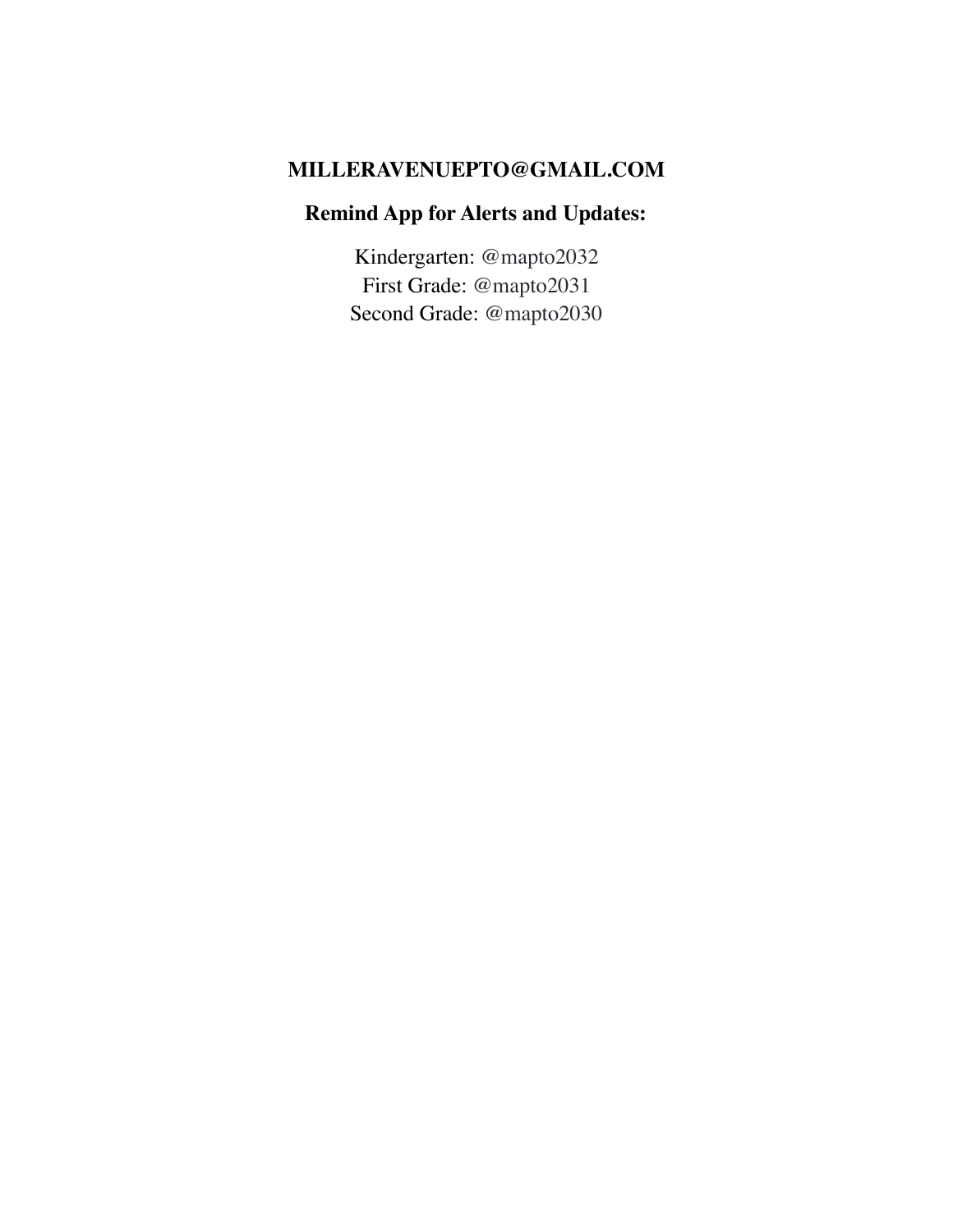**MILLERAVENUEPTO@GMAIL.COM**

**Remind App for Alerts and Updates:**

Kindergarten: @mapto2032
First Grade: @mapto2031
Second Grade: @mapto2030